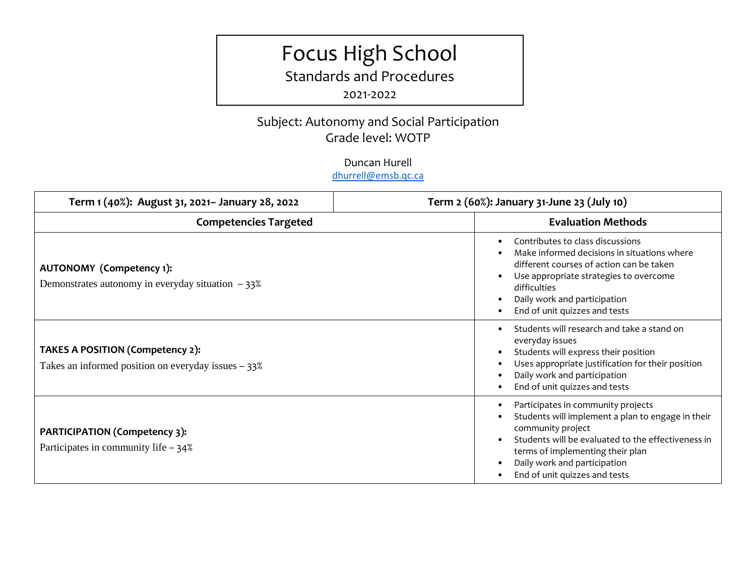# Focus High School

## Standards and Procedures

2021-2022

Subject: Autonomy and Social Participation
Grade level: WOTP

Duncan Hurell
dhurrell@emsb.qc.ca

| Term 1 (40%): August 31, 2021– January 28, 2022 | Term 2 (60%): January 31-June 23 (July 10) |
|---|---|
| **Competencies Targeted** | **Evaluation Methods** |
| **AUTONOMY (Competency 1):** Demonstrates autonomy in everyday situation – 33% | • Contributes to class discussions<br>• Make informed decisions in situations where different courses of action can be taken<br>• Use appropriate strategies to overcome difficulties<br>• Daily work and participation<br>• End of unit quizzes and tests |
| **TAKES A POSITION (Competency 2):** Takes an informed position on everyday issues – 33% | • Students will research and take a stand on everyday issues<br>• Students will express their position<br>• Uses appropriate justification for their position<br>• Daily work and participation<br>• End of unit quizzes and tests |
| **PARTICIPATION (Competency 3):** Participates in community life – 34% | • Participates in community projects<br>• Students will implement a plan to engage in their community project<br>• Students will be evaluated to the effectiveness in terms of implementing their plan<br>• Daily work and participation<br>• End of unit quizzes and tests |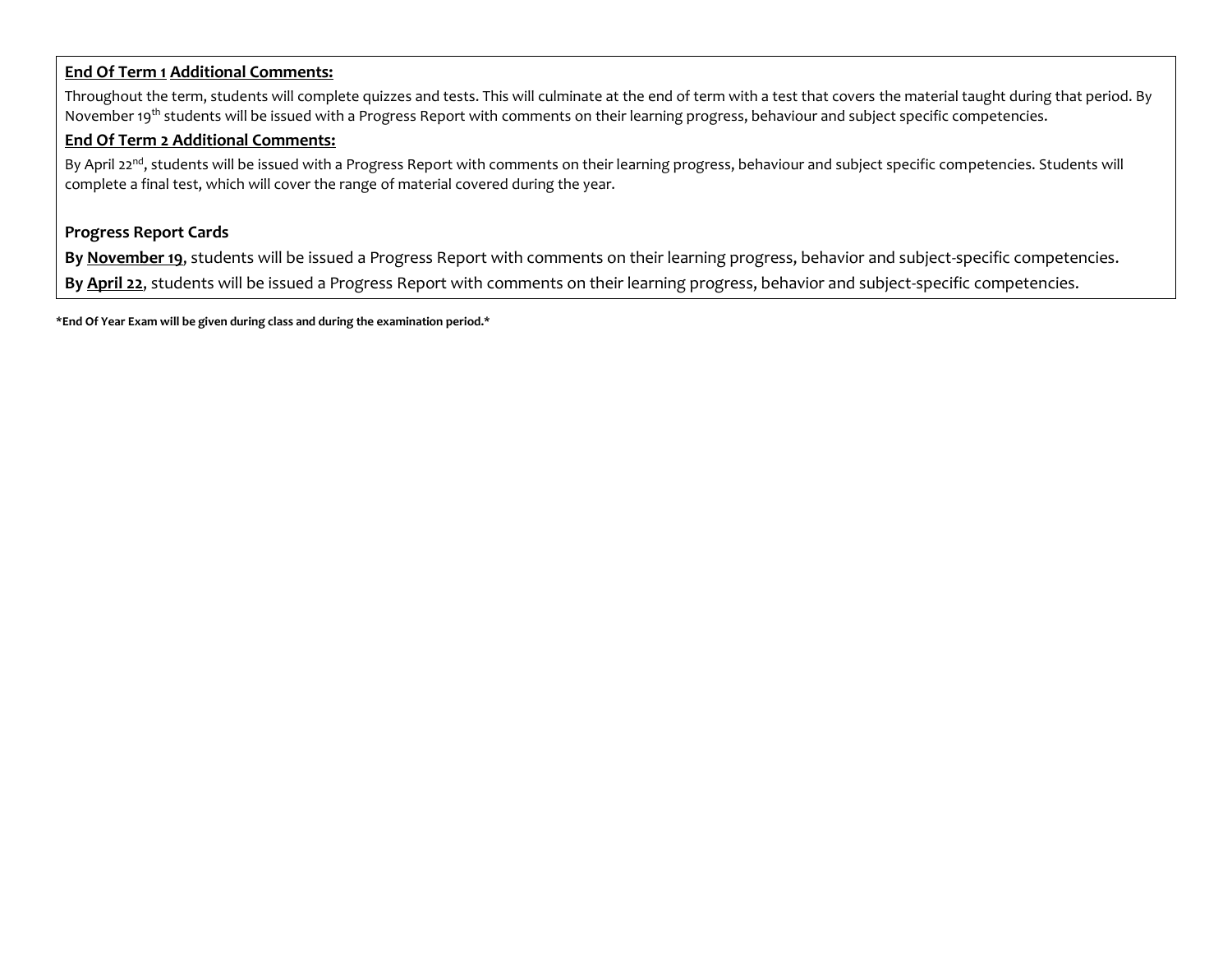**End Of Term 1 Additional Comments:**

Throughout the term, students will complete quizzes and tests. This will culminate at the end of term with a test that covers the material taught during that period. By November 19th students will be issued with a Progress Report with comments on their learning progress, behaviour and subject specific competencies.

**End Of Term 2 Additional Comments:**

By April 22nd, students will be issued with a Progress Report with comments on their learning progress, behaviour and subject specific competencies. Students will complete a final test, which will cover the range of material covered during the year.

**Progress Report Cards**

**By November 19**, students will be issued a Progress Report with comments on their learning progress, behavior and subject-specific competencies.

**By April 22**, students will be issued a Progress Report with comments on their learning progress, behavior and subject-specific competencies.

***End Of Year Exam will be given during class and during the examination period.***